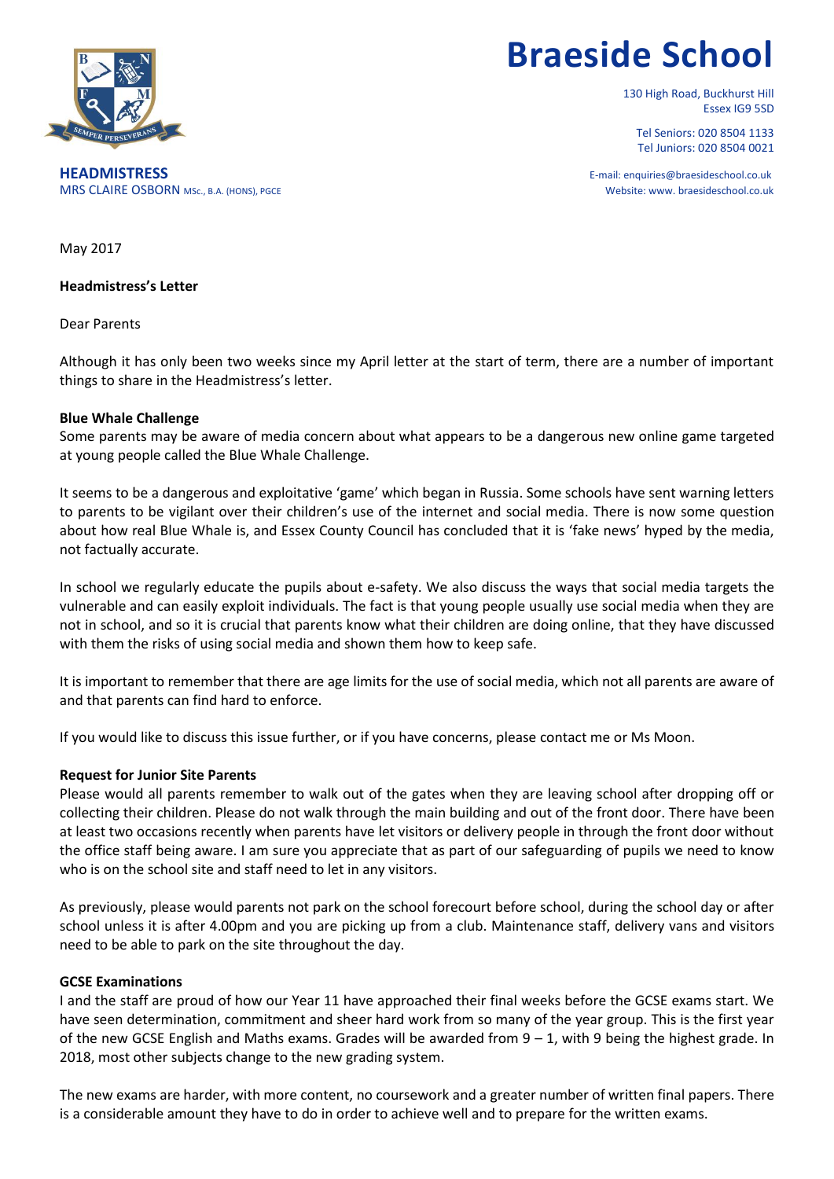# Braeside School

130 High Road, Buckhurst Hill
Essex IG9 5SD

Tel Seniors: 020 8504 1133
Tel Juniors: 020 8504 0021

E-mail: enquiries@braesideschool.co.uk
Website: www. braesideschool.co.uk

**HEADMISTRESS**
MRS CLAIRE OSBORN MSc., B.A. (HONS), PGCE

May 2017

**Headmistress's Letter**

Dear Parents

Although it has only been two weeks since my April letter at the start of term, there are a number of important things to share in the Headmistress's letter.

**Blue Whale Challenge**
Some parents may be aware of media concern about what appears to be a dangerous new online game targeted at young people called the Blue Whale Challenge.

It seems to be a dangerous and exploitative 'game' which began in Russia. Some schools have sent warning letters to parents to be vigilant over their children's use of the internet and social media. There is now some question about how real Blue Whale is, and Essex County Council has concluded that it is 'fake news' hyped by the media, not factually accurate.

In school we regularly educate the pupils about e-safety. We also discuss the ways that social media targets the vulnerable and can easily exploit individuals. The fact is that young people usually use social media when they are not in school, and so it is crucial that parents know what their children are doing online, that they have discussed with them the risks of using social media and shown them how to keep safe.

It is important to remember that there are age limits for the use of social media, which not all parents are aware of and that parents can find hard to enforce.

If you would like to discuss this issue further, or if you have concerns, please contact me or Ms Moon.

**Request for Junior Site Parents**
Please would all parents remember to walk out of the gates when they are leaving school after dropping off or collecting their children. Please do not walk through the main building and out of the front door. There have been at least two occasions recently when parents have let visitors or delivery people in through the front door without the office staff being aware. I am sure you appreciate that as part of our safeguarding of pupils we need to know who is on the school site and staff need to let in any visitors.

As previously, please would parents not park on the school forecourt before school, during the school day or after school unless it is after 4.00pm and you are picking up from a club. Maintenance staff, delivery vans and visitors need to be able to park on the site throughout the day.

**GCSE Examinations**
I and the staff are proud of how our Year 11 have approached their final weeks before the GCSE exams start. We have seen determination, commitment and sheer hard work from so many of the year group. This is the first year of the new GCSE English and Maths exams. Grades will be awarded from 9 – 1, with 9 being the highest grade. In 2018, most other subjects change to the new grading system.

The new exams are harder, with more content, no coursework and a greater number of written final papers. There is a considerable amount they have to do in order to achieve well and to prepare for the written exams.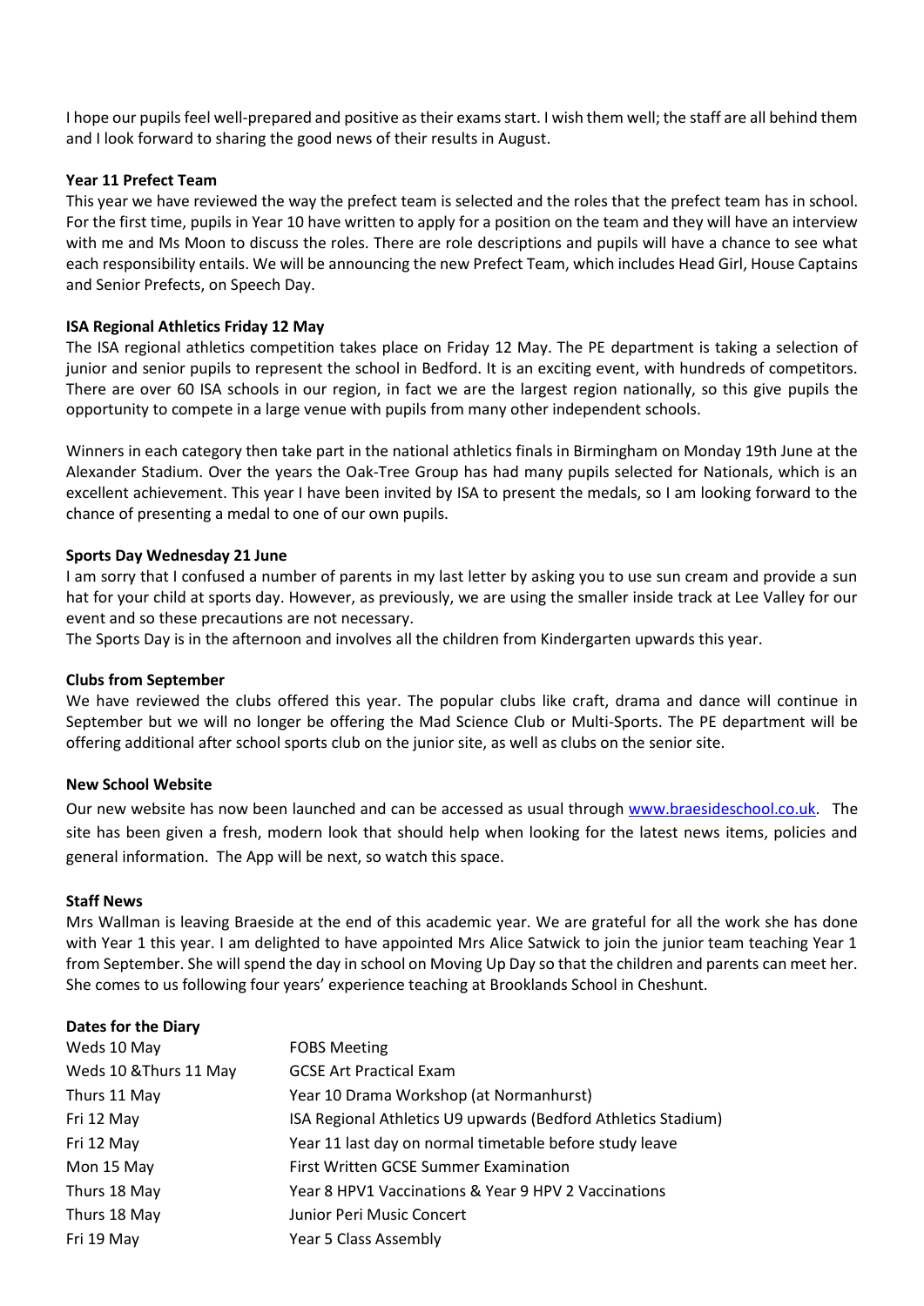I hope our pupils feel well-prepared and positive as their exams start. I wish them well; the staff are all behind them and I look forward to sharing the good news of their results in August.

**Year 11 Prefect Team**

This year we have reviewed the way the prefect team is selected and the roles that the prefect team has in school. For the first time, pupils in Year 10 have written to apply for a position on the team and they will have an interview with me and Ms Moon to discuss the roles. There are role descriptions and pupils will have a chance to see what each responsibility entails. We will be announcing the new Prefect Team, which includes Head Girl, House Captains and Senior Prefects, on Speech Day.

**ISA Regional Athletics Friday 12 May**

The ISA regional athletics competition takes place on Friday 12 May. The PE department is taking a selection of junior and senior pupils to represent the school in Bedford. It is an exciting event, with hundreds of competitors. There are over 60 ISA schools in our region, in fact we are the largest region nationally, so this give pupils the opportunity to compete in a large venue with pupils from many other independent schools.

Winners in each category then take part in the national athletics finals in Birmingham on Monday 19th June at the Alexander Stadium. Over the years the Oak-Tree Group has had many pupils selected for Nationals, which is an excellent achievement. This year I have been invited by ISA to present the medals, so I am looking forward to the chance of presenting a medal to one of our own pupils.

**Sports Day Wednesday 21 June**

I am sorry that I confused a number of parents in my last letter by asking you to use sun cream and provide a sun hat for your child at sports day. However, as previously, we are using the smaller inside track at Lee Valley for our event and so these precautions are not necessary.

The Sports Day is in the afternoon and involves all the children from Kindergarten upwards this year.

**Clubs from September**

We have reviewed the clubs offered this year. The popular clubs like craft, drama and dance will continue in September but we will no longer be offering the Mad Science Club or Multi-Sports. The PE department will be offering additional after school sports club on the junior site, as well as clubs on the senior site.

**New School Website**

Our new website has now been launched and can be accessed as usual through www.braesideschool.co.uk. The site has been given a fresh, modern look that should help when looking for the latest news items, policies and general information. The App will be next, so watch this space.

**Staff News**

Mrs Wallman is leaving Braeside at the end of this academic year. We are grateful for all the work she has done with Year 1 this year. I am delighted to have appointed Mrs Alice Satwick to join the junior team teaching Year 1 from September. She will spend the day in school on Moving Up Day so that the children and parents can meet her. She comes to us following four years' experience teaching at Brooklands School in Cheshunt.

**Dates for the Diary**

| | |
|---|---|
| Weds 10 May | FOBS Meeting |
| Weds 10 &Thurs 11 May | GCSE Art Practical Exam |
| Thurs 11 May | Year 10 Drama Workshop (at Normanhurst) |
| Fri 12 May | ISA Regional Athletics U9 upwards (Bedford Athletics Stadium) |
| Fri 12 May | Year 11 last day on normal timetable before study leave |
| Mon 15 May | First Written GCSE Summer Examination |
| Thurs 18 May | Year 8 HPV1 Vaccinations & Year 9 HPV 2 Vaccinations |
| Thurs 18 May | Junior Peri Music Concert |
| Fri 19 May | Year 5 Class Assembly |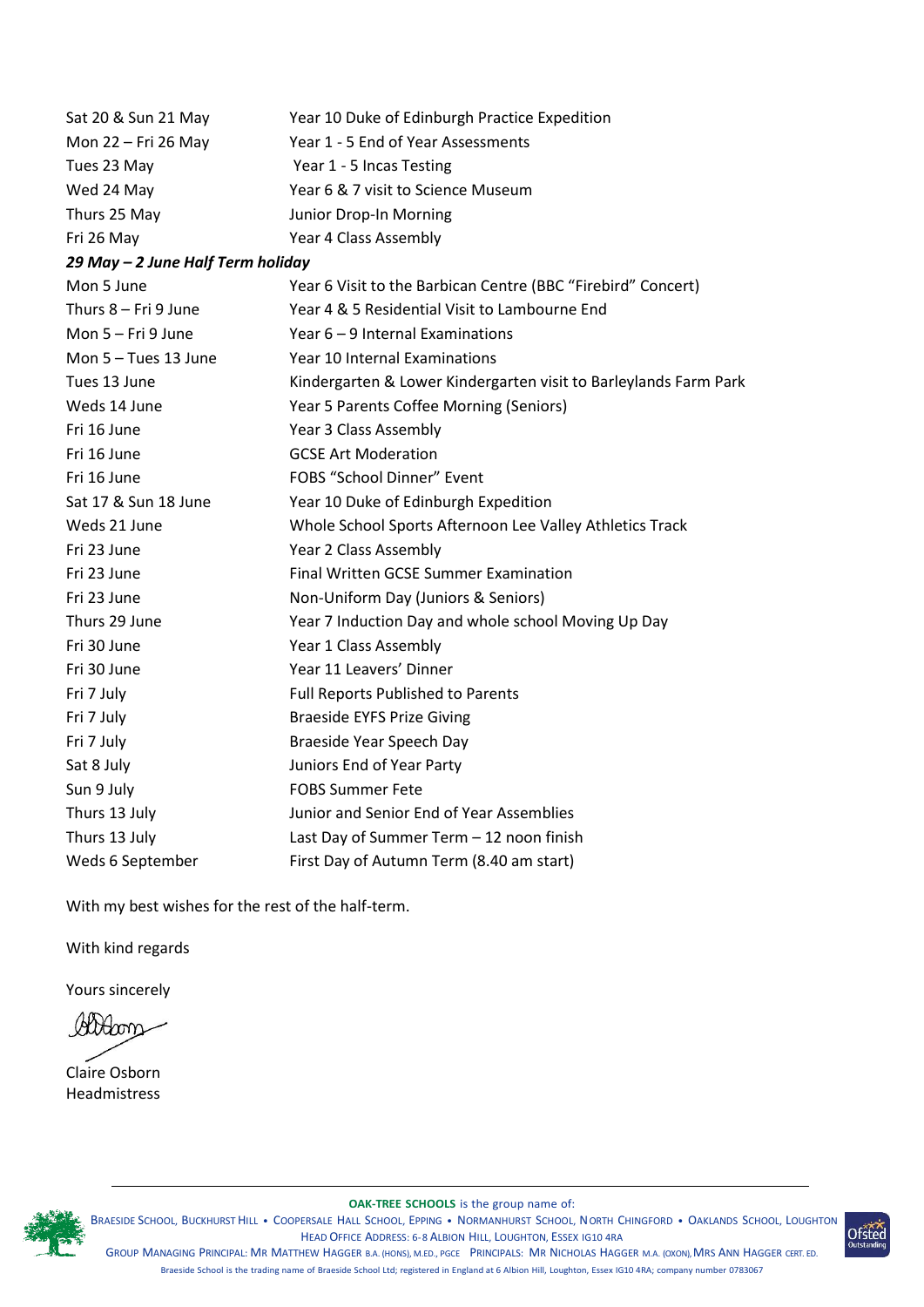| | |
|---|---|
| Sat 20 & Sun 21 May | Year 10 Duke of Edinburgh Practice Expedition |
| Mon 22 – Fri 26 May | Year 1 - 5 End of Year Assessments |
| Tues 23 May | Year 1 - 5 Incas Testing |
| Wed 24 May | Year 6 & 7 visit to Science Museum |
| Thurs 25 May | Junior Drop-In Morning |
| Fri 26 May | Year 4 Class Assembly |
| ***29 May – 2 June Half Term holiday*** | |
| Mon 5 June | Year 6 Visit to the Barbican Centre (BBC "Firebird" Concert) |
| Thurs 8 – Fri 9 June | Year 4 & 5 Residential Visit to Lambourne End |
| Mon 5 – Fri 9 June | Year 6 – 9 Internal Examinations |
| Mon 5 – Tues 13 June | Year 10 Internal Examinations |
| Tues 13 June | Kindergarten & Lower Kindergarten visit to Barleylands Farm Park |
| Weds 14 June | Year 5 Parents Coffee Morning (Seniors) |
| Fri 16 June | Year 3 Class Assembly |
| Fri 16 June | GCSE Art Moderation |
| Fri 16 June | FOBS "School Dinner" Event |
| Sat 17 & Sun 18 June | Year 10 Duke of Edinburgh Expedition |
| Weds 21 June | Whole School Sports Afternoon Lee Valley Athletics Track |
| Fri 23 June | Year 2 Class Assembly |
| Fri 23 June | Final Written GCSE Summer Examination |
| Fri 23 June | Non-Uniform Day (Juniors & Seniors) |
| Thurs 29 June | Year 7 Induction Day and whole school Moving Up Day |
| Fri 30 June | Year 1 Class Assembly |
| Fri 30 June | Year 11 Leavers' Dinner |
| Fri 7 July | Full Reports Published to Parents |
| Fri 7 July | Braeside EYFS Prize Giving |
| Fri 7 July | Braeside Year Speech Day |
| Sat 8 July | Juniors End of Year Party |
| Sun 9 July | FOBS Summer Fete |
| Thurs 13 July | Junior and Senior End of Year Assemblies |
| Thurs 13 July | Last Day of Summer Term – 12 noon finish |
| Weds 6 September | First Day of Autumn Term (8.40 am start) |

With my best wishes for the rest of the half-term.

With kind regards

Yours sincerely

Claire Osborn
Headmistress

**OAK-TREE SCHOOLS** is the group name of:
BRAESIDE SCHOOL, BUCKHURST HILL • COOPERSALE HALL SCHOOL, EPPING • NORMANHURST SCHOOL, NORTH CHINGFORD • OAKLANDS SCHOOL, LOUGHTON
HEAD OFFICE ADDRESS: 6-8 ALBION HILL, LOUGHTON, ESSEX IG10 4RA
GROUP MANAGING PRINCIPAL: MR MATTHEW HAGGER B.A. (HONS), M.ED., PGCE PRINCIPALS: MR NICHOLAS HAGGER M.A. (OXON), MRS ANN HAGGER CERT. ED.
Braeside School is the trading name of Braeside School Ltd; registered in England at 6 Albion Hill, Loughton, Essex IG10 4RA; company number 0783067